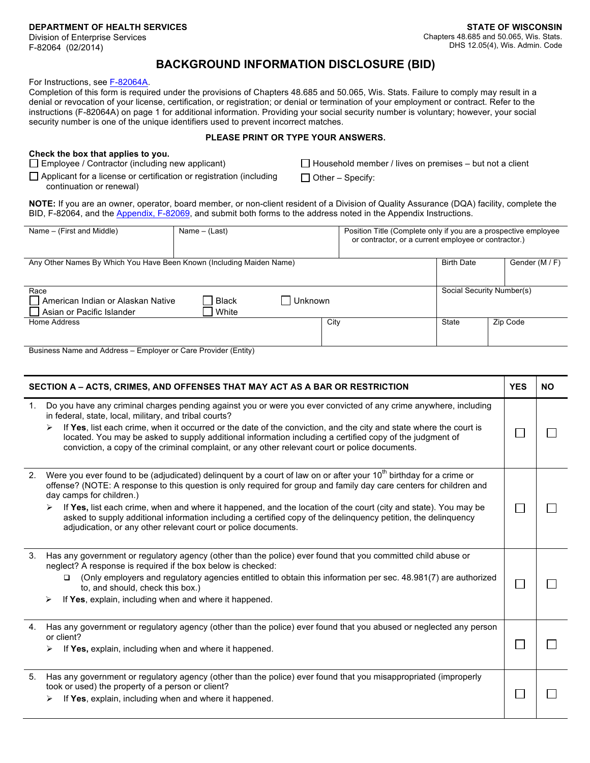**DEPARTMENT OF HEALTH SERVICES**
Division of Enterprise Services
F-82064 (02/2014)

**STATE OF WISCONSIN**
Chapters 48.685 and 50.065, Wis. Stats.
DHS 12.05(4), Wis. Admin. Code

# BACKGROUND INFORMATION DISCLOSURE (BID)

For Instructions, see F-82064A.
Completion of this form is required under the provisions of Chapters 48.685 and 50.065, Wis. Stats. Failure to comply may result in a denial or revocation of your license, certification, or registration; or denial or termination of your employment or contract. Refer to the instructions (F-82064A) on page 1 for additional information. Providing your social security number is voluntary; however, your social security number is one of the unique identifiers used to prevent incorrect matches.

**PLEASE PRINT OR TYPE YOUR ANSWERS.**

**Check the box that applies to you.**

- ☐ Employee / Contractor (including new applicant)
- ☐ Applicant for a license or certification or registration (including continuation or renewal)
- ☐ Household member / lives on premises – but not a client
- ☐ Other – Specify:

**NOTE:** If you are an owner, operator, board member, or non-client resident of a Division of Quality Assurance (DQA) facility, complete the BID, F-82064, and the Appendix, F-82069, and submit both forms to the address noted in the Appendix Instructions.

| Name – (First and Middle) | Name – (Last) | Position Title (Complete only if you are a prospective employee or contractor, or a current employee or contractor.) | |
|---|---|---|---|
| Any Other Names By Which You Have Been Known (Including Maiden Name) | | Birth Date | Gender (M / F) |
| Race: ☐ American Indian or Alaskan Native ☐ Asian or Pacific Islander ☐ Black ☐ White ☐ Unknown | | Social Security Number(s) | |
| Home Address | City | State | Zip Code |
| Business Name and Address – Employer or Care Provider (Entity) | | | |

| SECTION A – ACTS, CRIMES, AND OFFENSES THAT MAY ACT AS A BAR OR RESTRICTION | YES | NO |
|---|---|---|
| 1. Do you have any criminal charges pending against you or were you ever convicted of any crime anywhere, including in federal, state, local, military, and tribal courts?<br>➢ If **Yes**, list each crime, when it occurred or the date of the conviction, and the city and state where the court is located. You may be asked to supply additional information including a certified copy of the judgment of conviction, a copy of the criminal complaint, or any other relevant court or police documents. | ☐ | ☐ |
| 2. Were you ever found to be (adjudicated) delinquent by a court of law on or after your 10th birthday for a crime or offense? (NOTE: A response to this question is only required for group and family day care centers for children and day camps for children.)<br>➢ If **Yes,** list each crime, when and where it happened, and the location of the court (city and state). You may be asked to supply additional information including a certified copy of the delinquency petition, the delinquency adjudication, or any other relevant court or police documents. | ☐ | ☐ |
| 3. Has any government or regulatory agency (other than the police) ever found that you committed child abuse or neglect? A response is required if the box below is checked:<br>☐ (Only employers and regulatory agencies entitled to obtain this information per sec. 48.981(7) are authorized to, and should, check this box.)<br>➢ If **Yes**, explain, including when and where it happened. | ☐ | ☐ |
| 4. Has any government or regulatory agency (other than the police) ever found that you abused or neglected any person or client?<br>➢ If **Yes,** explain, including when and where it happened. | ☐ | ☐ |
| 5. Has any government or regulatory agency (other than the police) ever found that you misappropriated (improperly took or used) the property of a person or client?<br>➢ If **Yes**, explain, including when and where it happened. | ☐ | ☐ |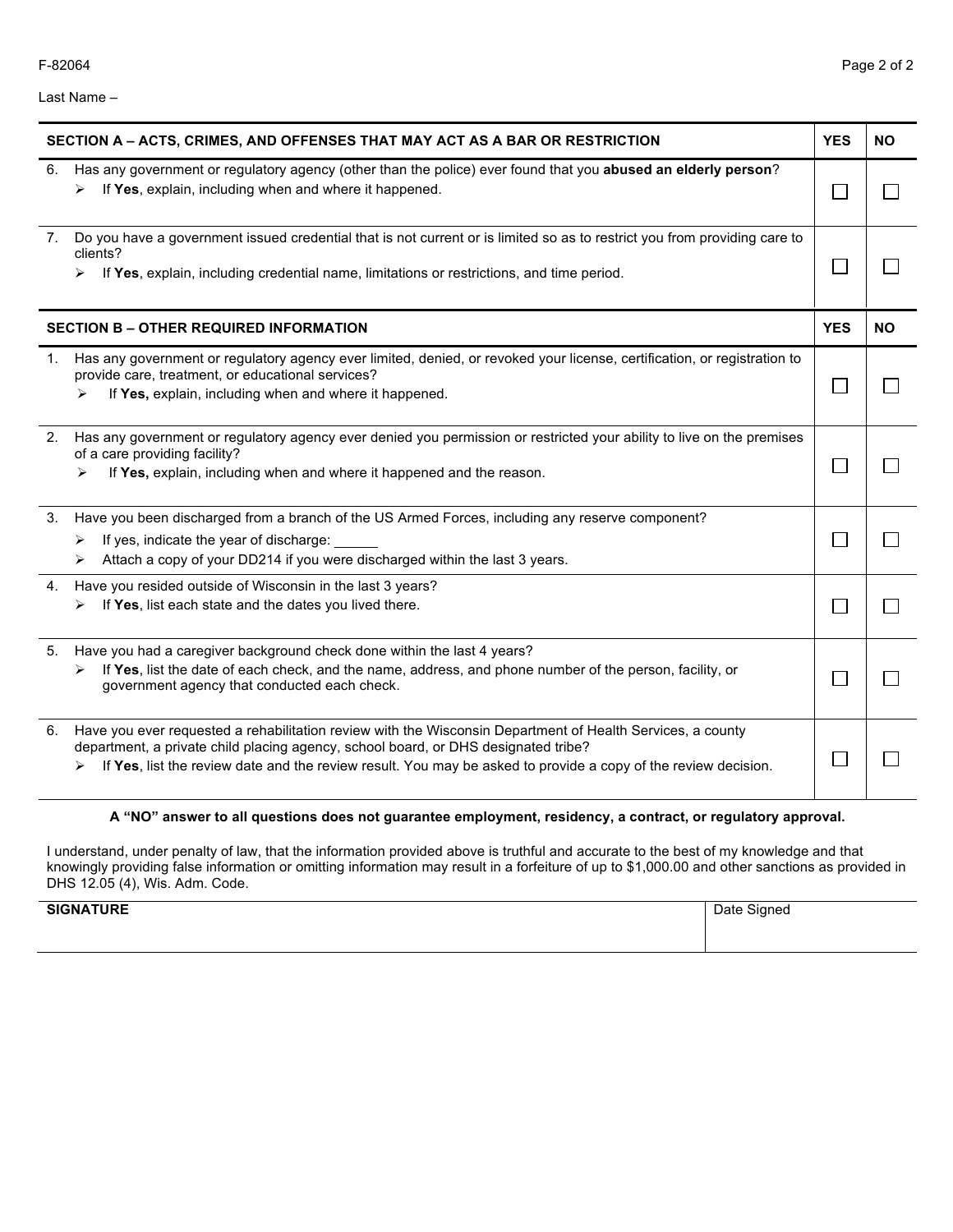Last Name –

| SECTION A – ACTS, CRIMES, AND OFFENSES THAT MAY ACT AS A BAR OR RESTRICTION | YES | NO |
|---|---|---|
| 6. Has any government or regulatory agency (other than the police) ever found that you **abused an elderly person**?<br>➢ If **Yes**, explain, including when and where it happened. | ☐ | ☐ |
| 7. Do you have a government issued credential that is not current or is limited so as to restrict you from providing care to clients?<br>➢ If **Yes**, explain, including credential name, limitations or restrictions, and time period. | ☐ | ☐ |

| SECTION B – OTHER REQUIRED INFORMATION | YES | NO |
|---|---|---|
| 1. Has any government or regulatory agency ever limited, denied, or revoked your license, certification, or registration to provide care, treatment, or educational services?<br>➢ If **Yes,** explain, including when and where it happened. | ☐ | ☐ |
| 2. Has any government or regulatory agency ever denied you permission or restricted your ability to live on the premises of a care providing facility?<br>➢ If **Yes,** explain, including when and where it happened and the reason. | ☐ | ☐ |
| 3. Have you been discharged from a branch of the US Armed Forces, including any reserve component?<br>➢ If yes, indicate the year of discharge: ______<br>➢ Attach a copy of your DD214 if you were discharged within the last 3 years. | ☐ | ☐ |
| 4. Have you resided outside of Wisconsin in the last 3 years?<br>➢ If **Yes**, list each state and the dates you lived there. | ☐ | ☐ |
| 5. Have you had a caregiver background check done within the last 4 years?<br>➢ If **Yes**, list the date of each check, and the name, address, and phone number of the person, facility, or government agency that conducted each check. | ☐ | ☐ |
| 6. Have you ever requested a rehabilitation review with the Wisconsin Department of Health Services, a county department, a private child placing agency, school board, or DHS designated tribe?<br>➢ If **Yes**, list the review date and the review result. You may be asked to provide a copy of the review decision. | ☐ | ☐ |

**A "NO" answer to all questions does not guarantee employment, residency, a contract, or regulatory approval.**

I understand, under penalty of law, that the information provided above is truthful and accurate to the best of my knowledge and that knowingly providing false information or omitting information may result in a forfeiture of up to $1,000.00 and other sanctions as provided in DHS 12.05 (4), Wis. Adm. Code.

| SIGNATURE | Date Signed |
|---|---|
| | |